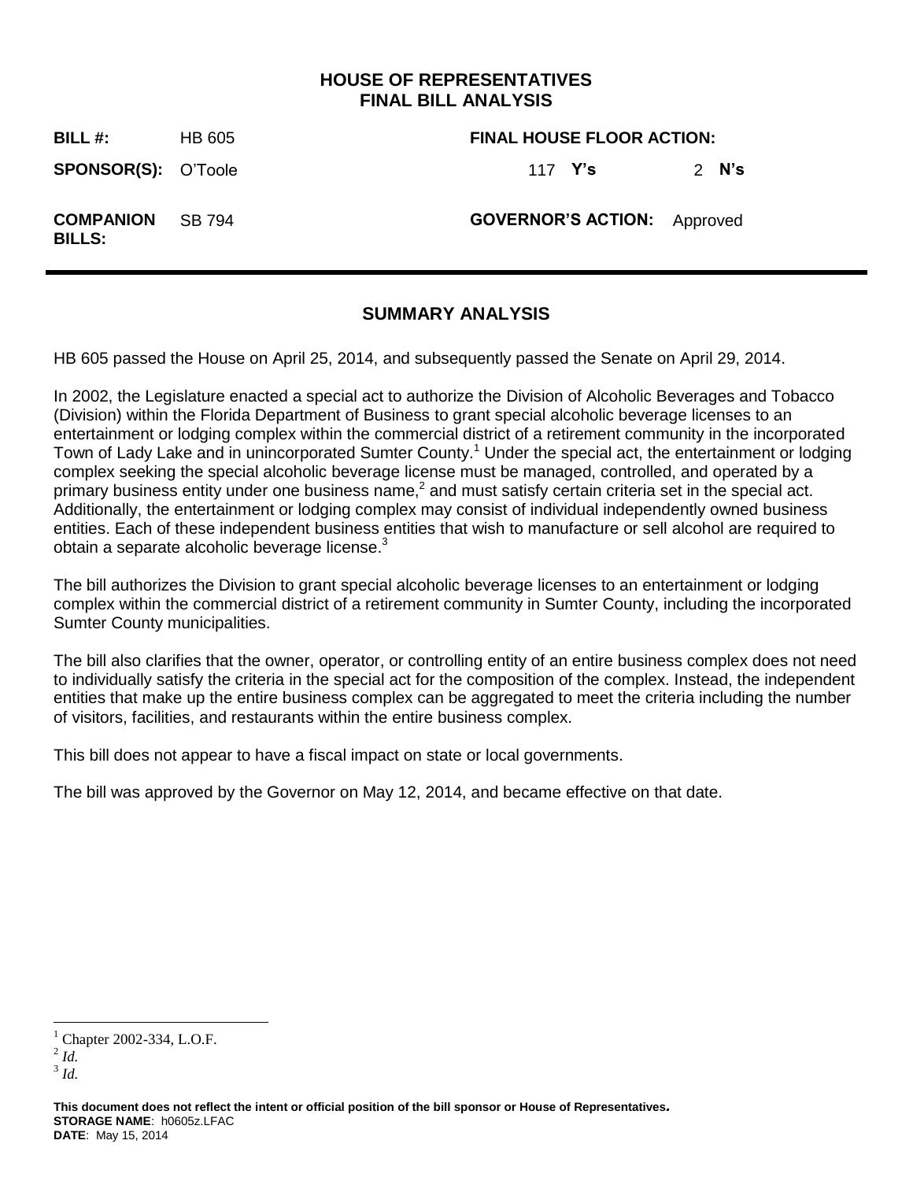# HOUSE OF REPRESENTATIVES
# FINAL BILL ANALYSIS

| | | | |
|---|---|---|---|
| **BILL #:** | HB 605 | **FINAL HOUSE FLOOR ACTION:** | |
| **SPONSOR(S):** | O'Toole | 117 **Y's** | 2 **N's** |
| **COMPANION BILLS:** | SB 794 | **GOVERNOR'S ACTION:** | Approved |

## SUMMARY ANALYSIS

HB 605 passed the House on April 25, 2014, and subsequently passed the Senate on April 29, 2014.

In 2002, the Legislature enacted a special act to authorize the Division of Alcoholic Beverages and Tobacco (Division) within the Florida Department of Business to grant special alcoholic beverage licenses to an entertainment or lodging complex within the commercial district of a retirement community in the incorporated Town of Lady Lake and in unincorporated Sumter County.[1] Under the special act, the entertainment or lodging complex seeking the special alcoholic beverage license must be managed, controlled, and operated by a primary business entity under one business name,[2] and must satisfy certain criteria set in the special act. Additionally, the entertainment or lodging complex may consist of individual independently owned business entities. Each of these independent business entities that wish to manufacture or sell alcohol are required to obtain a separate alcoholic beverage license.[3]

The bill authorizes the Division to grant special alcoholic beverage licenses to an entertainment or lodging complex within the commercial district of a retirement community in Sumter County, including the incorporated Sumter County municipalities.

The bill also clarifies that the owner, operator, or controlling entity of an entire business complex does not need to individually satisfy the criteria in the special act for the composition of the complex. Instead, the independent entities that make up the entire business complex can be aggregated to meet the criteria including the number of visitors, facilities, and restaurants within the entire business complex.

This bill does not appear to have a fiscal impact on state or local governments.

The bill was approved by the Governor on May 12, 2014, and became effective on that date.

---

[1] Chapter 2002-334, L.O.F.

[2] *Id.*

[3] *Id.*

**This document does not reflect the intent or official position of the bill sponsor or House of Representatives.**
**STORAGE NAME**: h0605z.LFAC
**DATE**: May 15, 2014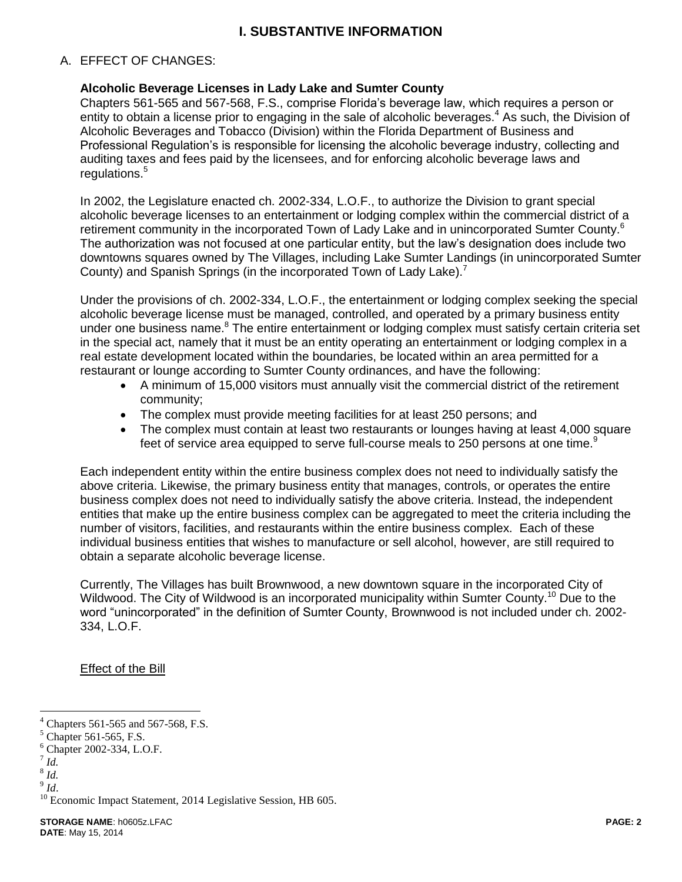# I. SUBSTANTIVE INFORMATION

A. EFFECT OF CHANGES:

**Alcoholic Beverage Licenses in Lady Lake and Sumter County**

Chapters 561-565 and 567-568, F.S., comprise Florida's beverage law, which requires a person or entity to obtain a license prior to engaging in the sale of alcoholic beverages.[4] As such, the Division of Alcoholic Beverages and Tobacco (Division) within the Florida Department of Business and Professional Regulation's is responsible for licensing the alcoholic beverage industry, collecting and auditing taxes and fees paid by the licensees, and for enforcing alcoholic beverage laws and regulations.[5]

In 2002, the Legislature enacted ch. 2002-334, L.O.F., to authorize the Division to grant special alcoholic beverage licenses to an entertainment or lodging complex within the commercial district of a retirement community in the incorporated Town of Lady Lake and in unincorporated Sumter County.[6] The authorization was not focused at one particular entity, but the law's designation does include two downtowns squares owned by The Villages, including Lake Sumter Landings (in unincorporated Sumter County) and Spanish Springs (in the incorporated Town of Lady Lake).[7]

Under the provisions of ch. 2002-334, L.O.F., the entertainment or lodging complex seeking the special alcoholic beverage license must be managed, controlled, and operated by a primary business entity under one business name.[8] The entire entertainment or lodging complex must satisfy certain criteria set in the special act, namely that it must be an entity operating an entertainment or lodging complex in a real estate development located within the boundaries, be located within an area permitted for a restaurant or lounge according to Sumter County ordinances, and have the following:

- A minimum of 15,000 visitors must annually visit the commercial district of the retirement community;
- The complex must provide meeting facilities for at least 250 persons; and
- The complex must contain at least two restaurants or lounges having at least 4,000 square feet of service area equipped to serve full-course meals to 250 persons at one time.[9]

Each independent entity within the entire business complex does not need to individually satisfy the above criteria. Likewise, the primary business entity that manages, controls, or operates the entire business complex does not need to individually satisfy the above criteria. Instead, the independent entities that make up the entire business complex can be aggregated to meet the criteria including the number of visitors, facilities, and restaurants within the entire business complex. Each of these individual business entities that wishes to manufacture or sell alcohol, however, are still required to obtain a separate alcoholic beverage license.

Currently, The Villages has built Brownwood, a new downtown square in the incorporated City of Wildwood. The City of Wildwood is an incorporated municipality within Sumter County.[10] Due to the word "unincorporated" in the definition of Sumter County, Brownwood is not included under ch. 2002-334, L.O.F.

<u>Effect of the Bill</u>

---

[4] Chapters 561-565 and 567-568, F.S.
[5] Chapter 561-565, F.S.
[6] Chapter 2002-334, L.O.F.
[7] *Id.*
[8] *Id.*
[9] *Id*.
[10] Economic Impact Statement, 2014 Legislative Session, HB 605.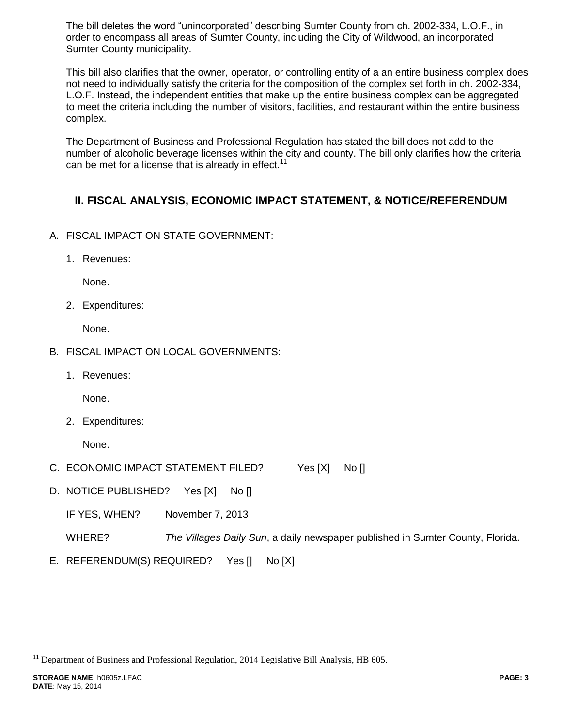The bill deletes the word "unincorporated" describing Sumter County from ch. 2002-334, L.O.F., in order to encompass all areas of Sumter County, including the City of Wildwood, an incorporated Sumter County municipality.

This bill also clarifies that the owner, operator, or controlling entity of a an entire business complex does not need to individually satisfy the criteria for the composition of the complex set forth in ch. 2002-334, L.O.F. Instead, the independent entities that make up the entire business complex can be aggregated to meet the criteria including the number of visitors, facilities, and restaurant within the entire business complex.

The Department of Business and Professional Regulation has stated the bill does not add to the number of alcoholic beverage licenses within the city and county. The bill only clarifies how the criteria can be met for a license that is already in effect.[11]

## II. FISCAL ANALYSIS, ECONOMIC IMPACT STATEMENT, & NOTICE/REFERENDUM

A. FISCAL IMPACT ON STATE GOVERNMENT:

1. Revenues:

   None.

2. Expenditures:

   None.

B. FISCAL IMPACT ON LOCAL GOVERNMENTS:

1. Revenues:

   None.

2. Expenditures:

   None.

C. ECONOMIC IMPACT STATEMENT FILED? Yes [X] No []

D. NOTICE PUBLISHED? Yes [X] No []

   IF YES, WHEN? November 7, 2013

   WHERE? *The Villages Daily Sun*, a daily newspaper published in Sumter County, Florida.

E. REFERENDUM(S) REQUIRED? Yes [] No [X]

[11] Department of Business and Professional Regulation, 2014 Legislative Bill Analysis, HB 605.